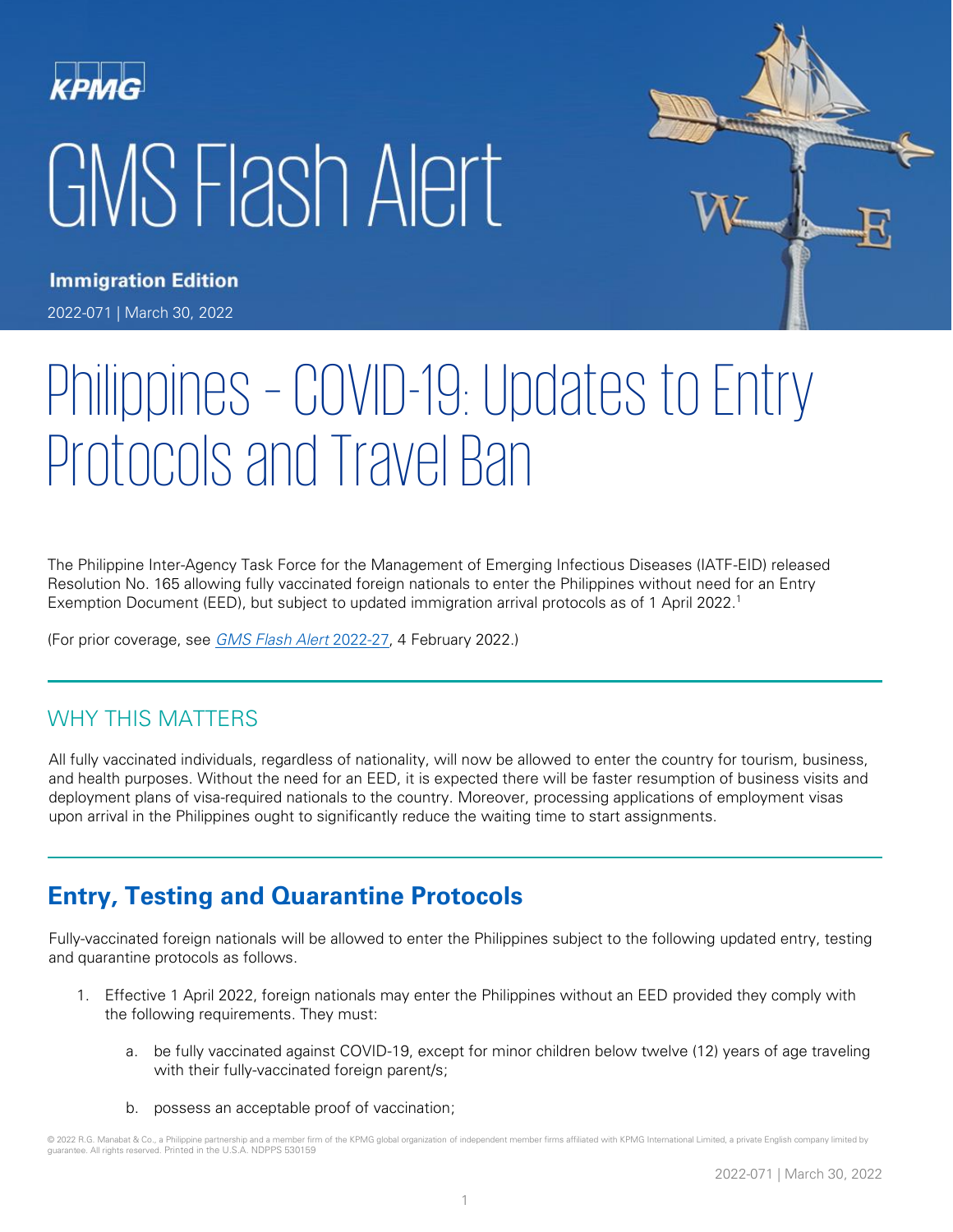# GMS Flash Alert

**Immigration Edition**

2022-071 | March 30, 2022

# Philippines – COVID-19: Updates to Entry Protocols and Travel Ban

The Philippine Inter-Agency Task Force for the Management of Emerging Infectious Diseases (IATF-EID) released Resolution No. 165 allowing fully vaccinated foreign nationals to enter the Philippines without need for an Entry Exemption Document (EED), but subject to updated immigration arrival protocols as of 1 April 2022.[1]

(For prior coverage, see *GMS Flash Alert* 2022-27, 4 February 2022.)

## WHY THIS MATTERS

All fully vaccinated individuals, regardless of nationality, will now be allowed to enter the country for tourism, business, and health purposes. Without the need for an EED, it is expected there will be faster resumption of business visits and deployment plans of visa-required nationals to the country. Moreover, processing applications of employment visas upon arrival in the Philippines ought to significantly reduce the waiting time to start assignments.

## Entry, Testing and Quarantine Protocols

Fully-vaccinated foreign nationals will be allowed to enter the Philippines subject to the following updated entry, testing and quarantine protocols as follows.

1. Effective 1 April 2022, foreign nationals may enter the Philippines without an EED provided they comply with the following requirements. They must:

    a. be fully vaccinated against COVID-19, except for minor children below twelve (12) years of age traveling with their fully-vaccinated foreign parent/s;

    b. possess an acceptable proof of vaccination;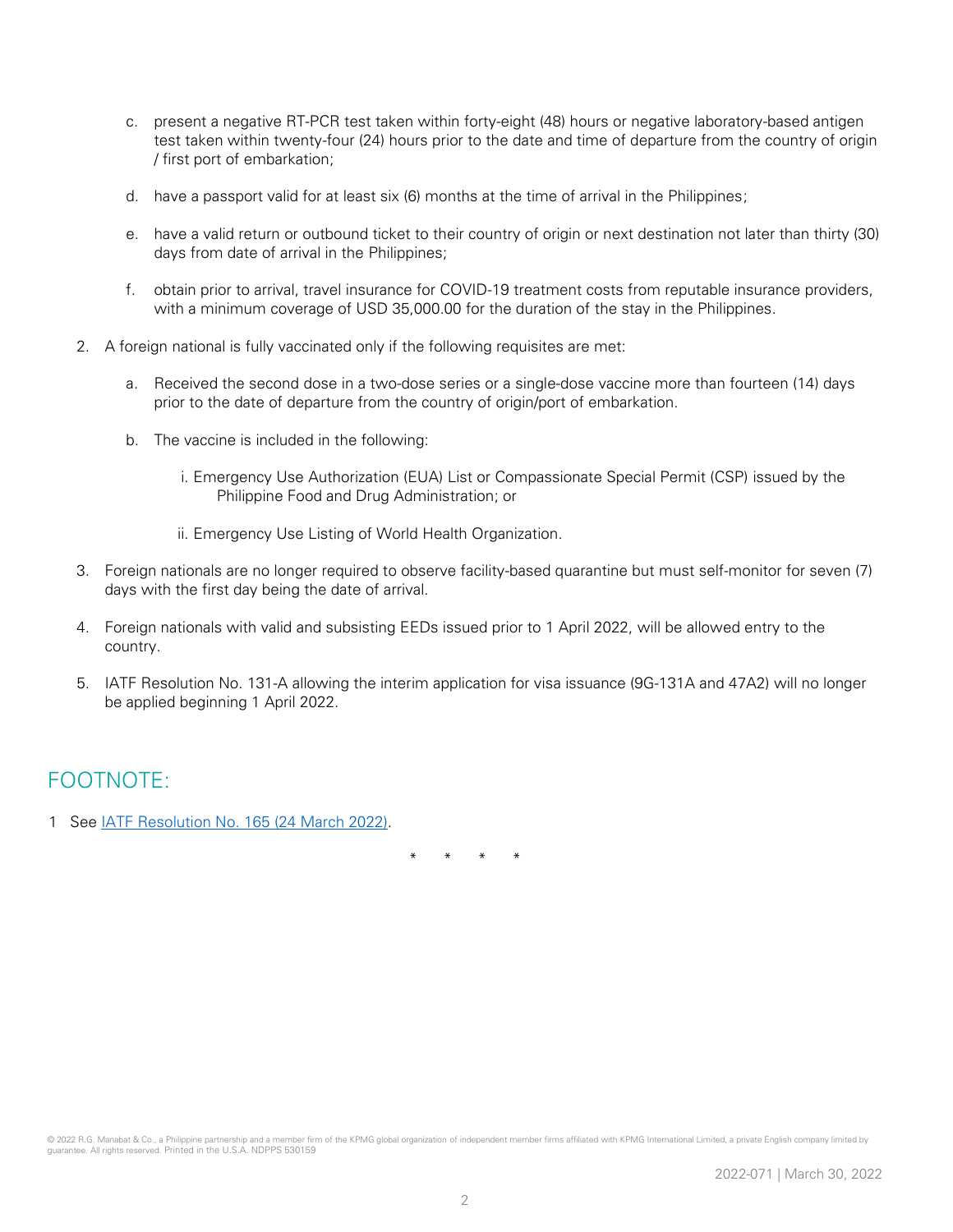c. present a negative RT-PCR test taken within forty-eight (48) hours or negative laboratory-based antigen test taken within twenty-four (24) hours prior to the date and time of departure from the country of origin / first port of embarkation;

d. have a passport valid for at least six (6) months at the time of arrival in the Philippines;

e. have a valid return or outbound ticket to their country of origin or next destination not later than thirty (30) days from date of arrival in the Philippines;

f. obtain prior to arrival, travel insurance for COVID-19 treatment costs from reputable insurance providers, with a minimum coverage of USD 35,000.00 for the duration of the stay in the Philippines.

2. A foreign national is fully vaccinated only if the following requisites are met:

   a. Received the second dose in a two-dose series or a single-dose vaccine more than fourteen (14) days prior to the date of departure from the country of origin/port of embarkation.

   b. The vaccine is included in the following:

      i. Emergency Use Authorization (EUA) List or Compassionate Special Permit (CSP) issued by the Philippine Food and Drug Administration; or

      ii. Emergency Use Listing of World Health Organization.

3. Foreign nationals are no longer required to observe facility-based quarantine but must self-monitor for seven (7) days with the first day being the date of arrival.

4. Foreign nationals with valid and subsisting EEDs issued prior to 1 April 2022, will be allowed entry to the country.

5. IATF Resolution No. 131-A allowing the interim application for visa issuance (9G-131A and 47A2) will no longer be applied beginning 1 April 2022.

## FOOTNOTE:

1 See IATF Resolution No. 165 (24 March 2022).

\* \* \* \*

© 2022 R.G. Manabat & Co., a Philippine partnership and a member firm of the KPMG global organization of independent member firms affiliated with KPMG International Limited, a private English company limited by guarantee. All rights reserved. Printed in the U.S.A. NDPPS 530159

2022-071 | March 30, 2022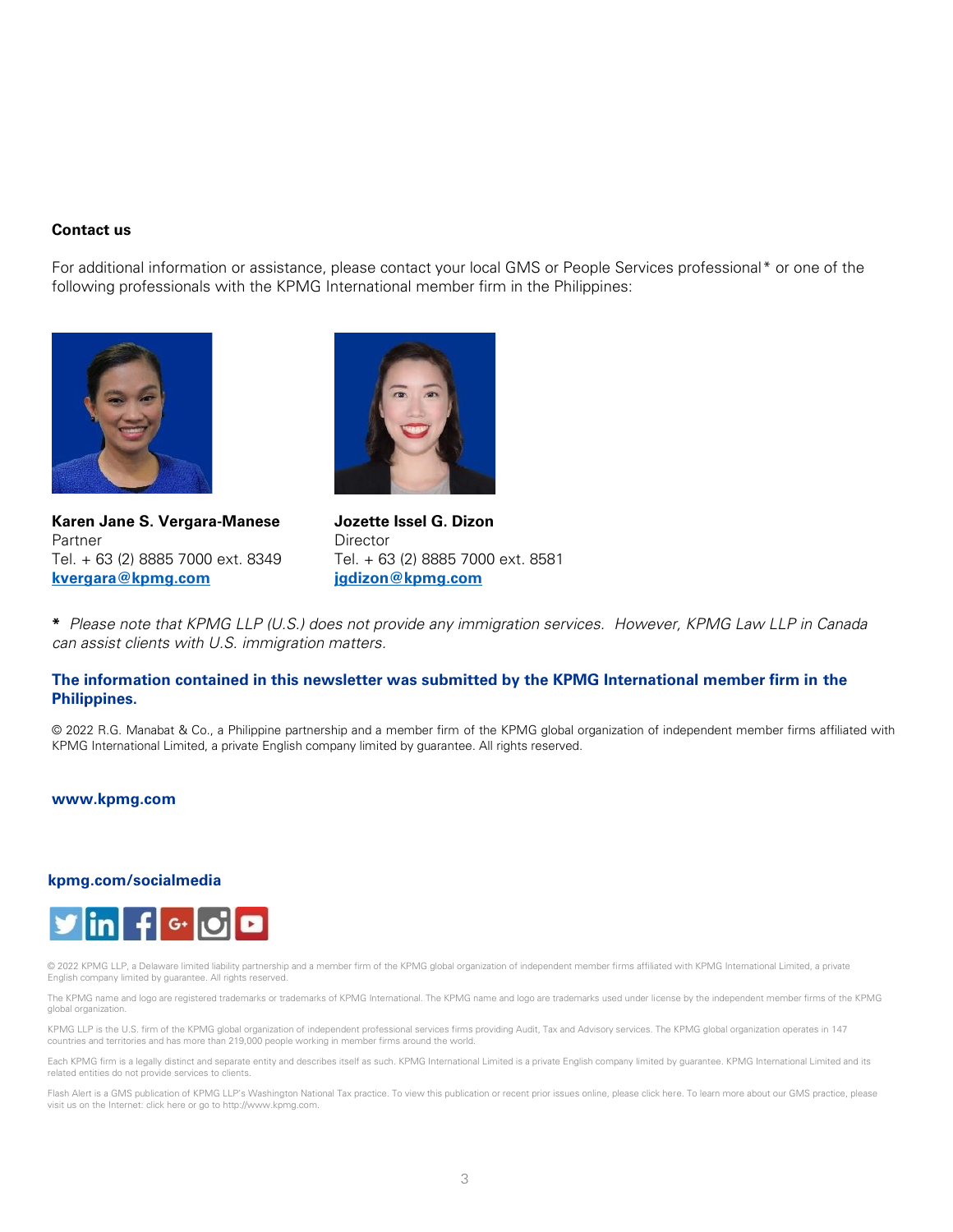**Contact us**

For additional information or assistance, please contact your local GMS or People Services professional* or one of the following professionals with the KPMG International member firm in the Philippines:

**Karen Jane S. Vergara-Manese**
Partner
Tel. + 63 (2) 8885 7000 ext. 8349
**kvergara@kpmg.com**

**Jozette Issel G. Dizon**
Director
Tel. + 63 (2) 8885 7000 ext. 8581
**jgdizon@kpmg.com**

\* *Please note that KPMG LLP (U.S.) does not provide any immigration services. However, KPMG Law LLP in Canada can assist clients with U.S. immigration matters.*

**The information contained in this newsletter was submitted by the KPMG International member firm in the Philippines.**

© 2022 R.G. Manabat & Co., a Philippine partnership and a member firm of the KPMG global organization of independent member firms affiliated with KPMG International Limited, a private English company limited by guarantee. All rights reserved.

**www.kpmg.com**

**kpmg.com/socialmedia**

© 2022 KPMG LLP, a Delaware limited liability partnership and a member firm of the KPMG global organization of independent member firms affiliated with KPMG International Limited, a private English company limited by guarantee. All rights reserved.

The KPMG name and logo are registered trademarks or trademarks of KPMG International. The KPMG name and logo are trademarks used under license by the independent member firms of the KPMG global organization.

KPMG LLP is the U.S. firm of the KPMG global organization of independent professional services firms providing Audit, Tax and Advisory services. The KPMG global organization operates in 147 countries and territories and has more than 219,000 people working in member firms around the world.

Each KPMG firm is a legally distinct and separate entity and describes itself as such. KPMG International Limited is a private English company limited by guarantee. KPMG International Limited and its related entities do not provide services to clients.

Flash Alert is a GMS publication of KPMG LLP's Washington National Tax practice. To view this publication or recent prior issues online, please click here. To learn more about our GMS practice, please visit us on the Internet: click here or go to http://www.kpmg.com.